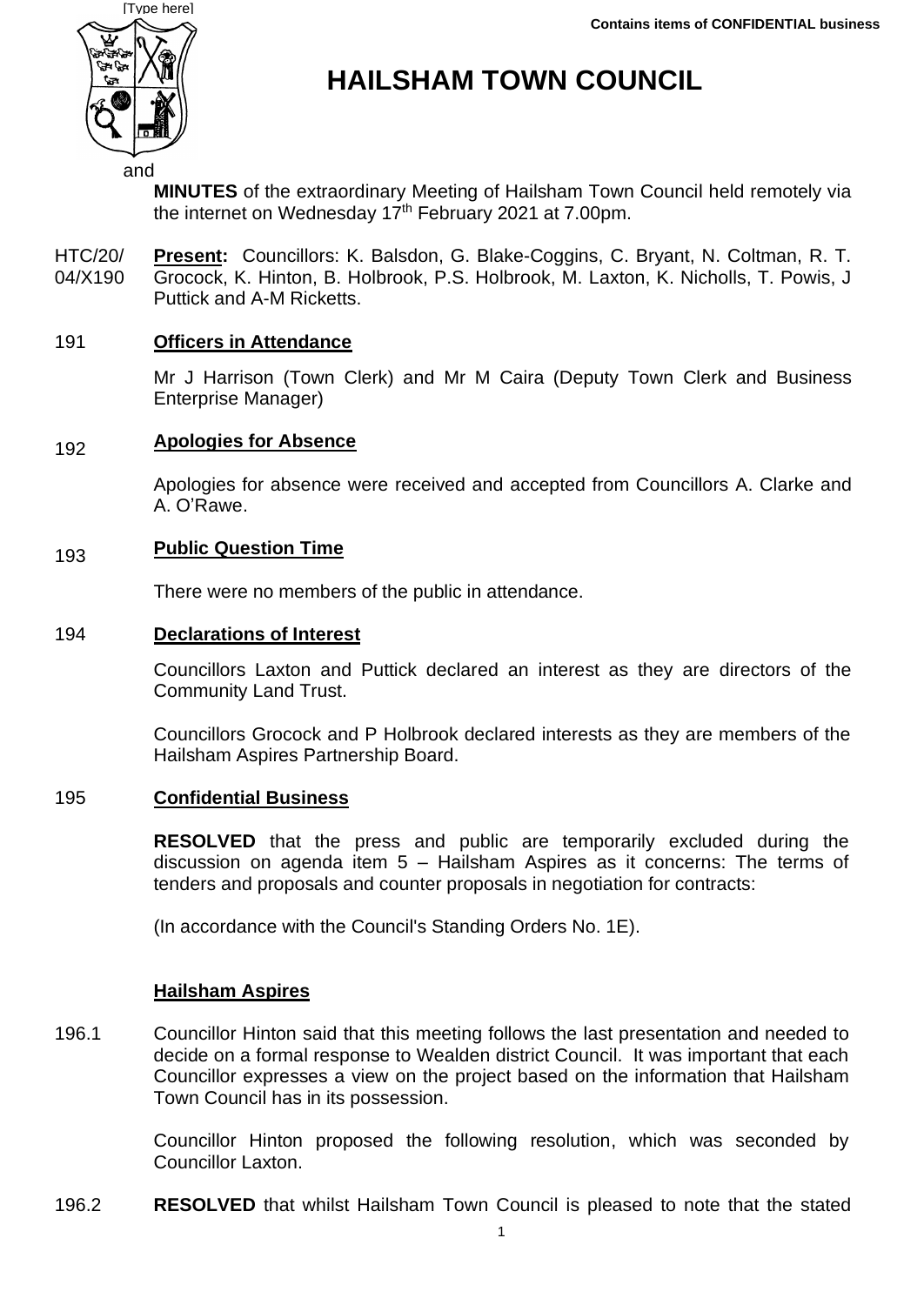**Contains items of CONFIDENTIAL business**

# HAILSHAM TOWN COUNCIL

**MINUTES** of the extraordinary Meeting of Hailsham Town Council held remotely via the internet on Wednesday 17th February 2021 at 7.00pm.

HTC/20/04/X190 **Present:** Councillors: K. Balsdon, G. Blake-Coggins, C. Bryant, N. Coltman, R. T. Grocock, K. Hinton, B. Holbrook, P.S. Holbrook, M. Laxton, K. Nicholls, T. Powis, J Puttick and A-M Ricketts.

## 191 Officers in Attendance

Mr J Harrison (Town Clerk) and Mr M Caira (Deputy Town Clerk and Business Enterprise Manager)

## 192 Apologies for Absence

Apologies for absence were received and accepted from Councillors A. Clarke and A. O'Rawe.

## 193 Public Question Time

There were no members of the public in attendance.

## 194 Declarations of Interest

Councillors Laxton and Puttick declared an interest as they are directors of the Community Land Trust.

Councillors Grocock and P Holbrook declared interests as they are members of the Hailsham Aspires Partnership Board.

## 195 Confidential Business

**RESOLVED** that the press and public are temporarily excluded during the discussion on agenda item 5 – Hailsham Aspires as it concerns: The terms of tenders and proposals and counter proposals in negotiation for contracts:

(In accordance with the Council's Standing Orders No. 1E).

## Hailsham Aspires

196.1 Councillor Hinton said that this meeting follows the last presentation and needed to decide on a formal response to Wealden district Council. It was important that each Councillor expresses a view on the project based on the information that Hailsham Town Council has in its possession.

Councillor Hinton proposed the following resolution, which was seconded by Councillor Laxton.

196.2 **RESOLVED** that whilst Hailsham Town Council is pleased to note that the stated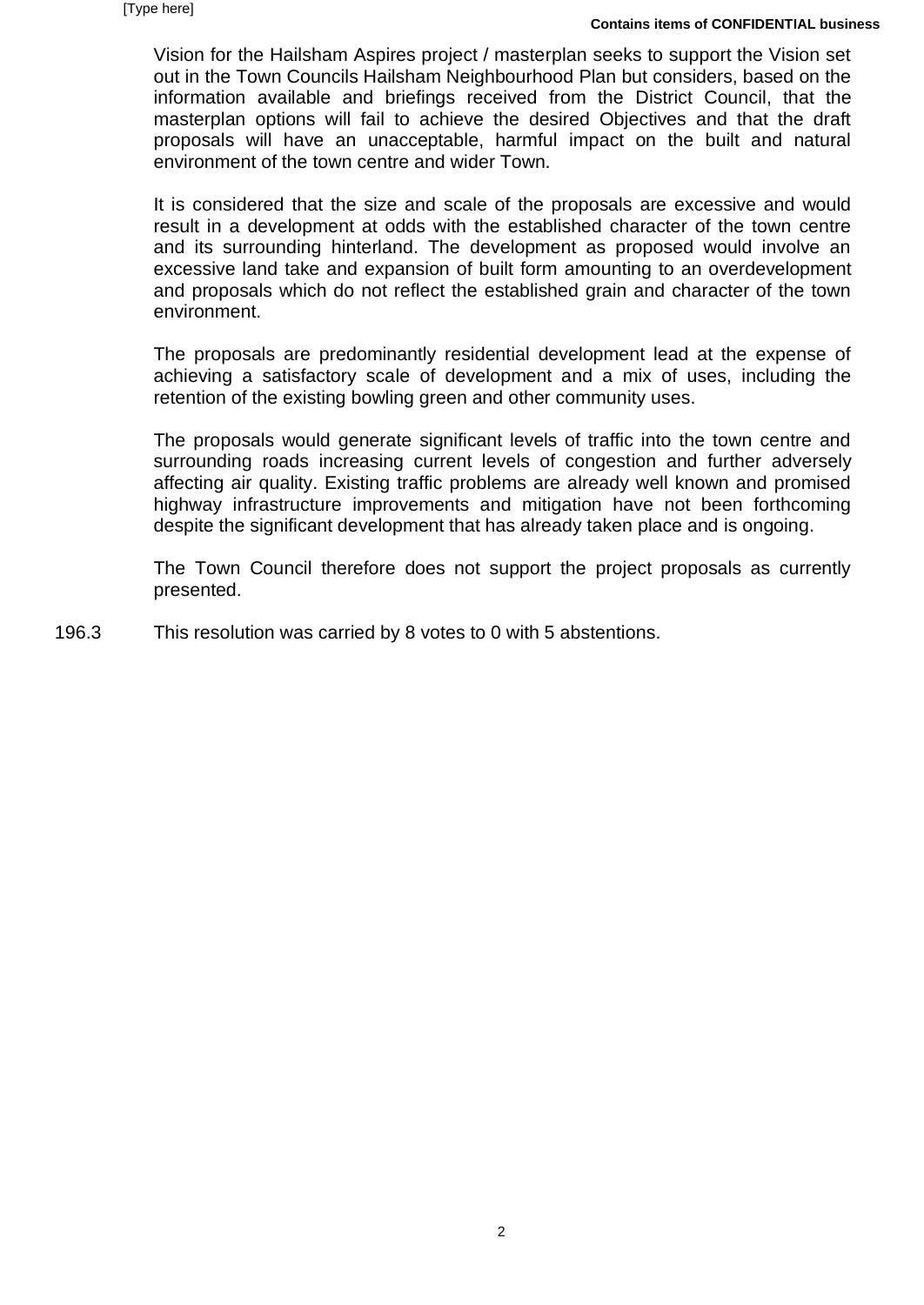Vision for the Hailsham Aspires project / masterplan seeks to support the Vision set out in the Town Councils Hailsham Neighbourhood Plan but considers, based on the information available and briefings received from the District Council, that the masterplan options will fail to achieve the desired Objectives and that the draft proposals will have an unacceptable, harmful impact on the built and natural environment of the town centre and wider Town.

It is considered that the size and scale of the proposals are excessive and would result in a development at odds with the established character of the town centre and its surrounding hinterland. The development as proposed would involve an excessive land take and expansion of built form amounting to an overdevelopment and proposals which do not reflect the established grain and character of the town environment.

The proposals are predominantly residential development lead at the expense of achieving a satisfactory scale of development and a mix of uses, including the retention of the existing bowling green and other community uses.

The proposals would generate significant levels of traffic into the town centre and surrounding roads increasing current levels of congestion and further adversely affecting air quality. Existing traffic problems are already well known and promised highway infrastructure improvements and mitigation have not been forthcoming despite the significant development that has already taken place and is ongoing.

The Town Council therefore does not support the project proposals as currently presented.

196.3 This resolution was carried by 8 votes to 0 with 5 abstentions.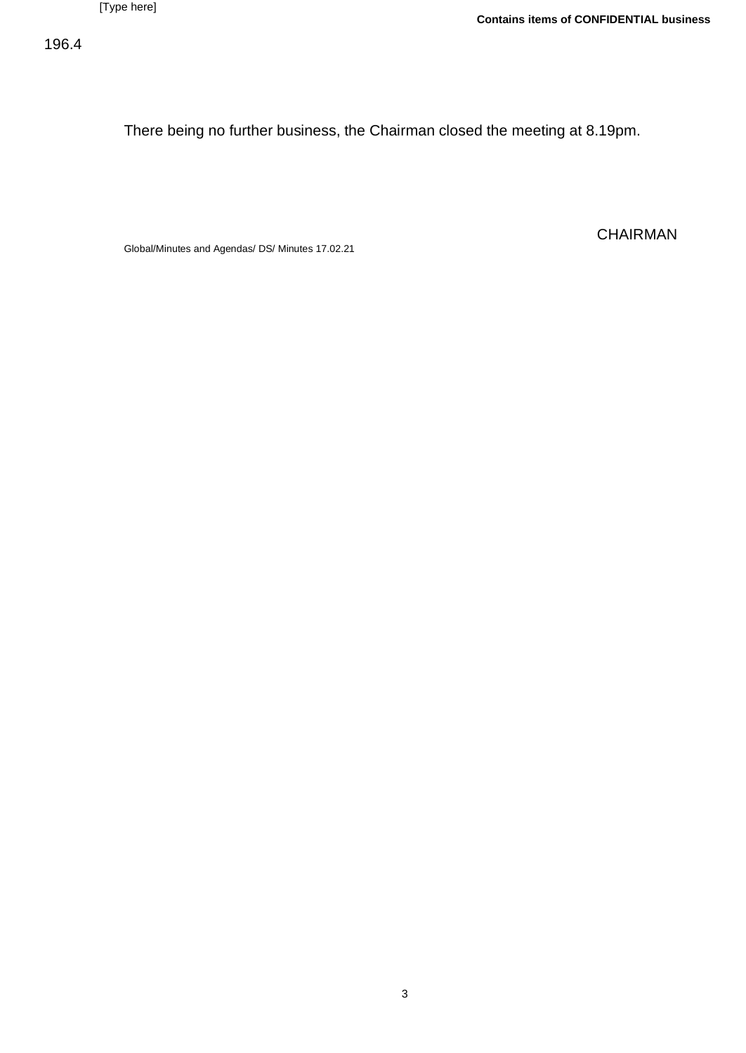196.4

There being no further business, the Chairman closed the meeting at 8.19pm.

CHAIRMAN

Global/Minutes and Agendas/ DS/ Minutes 17.02.21